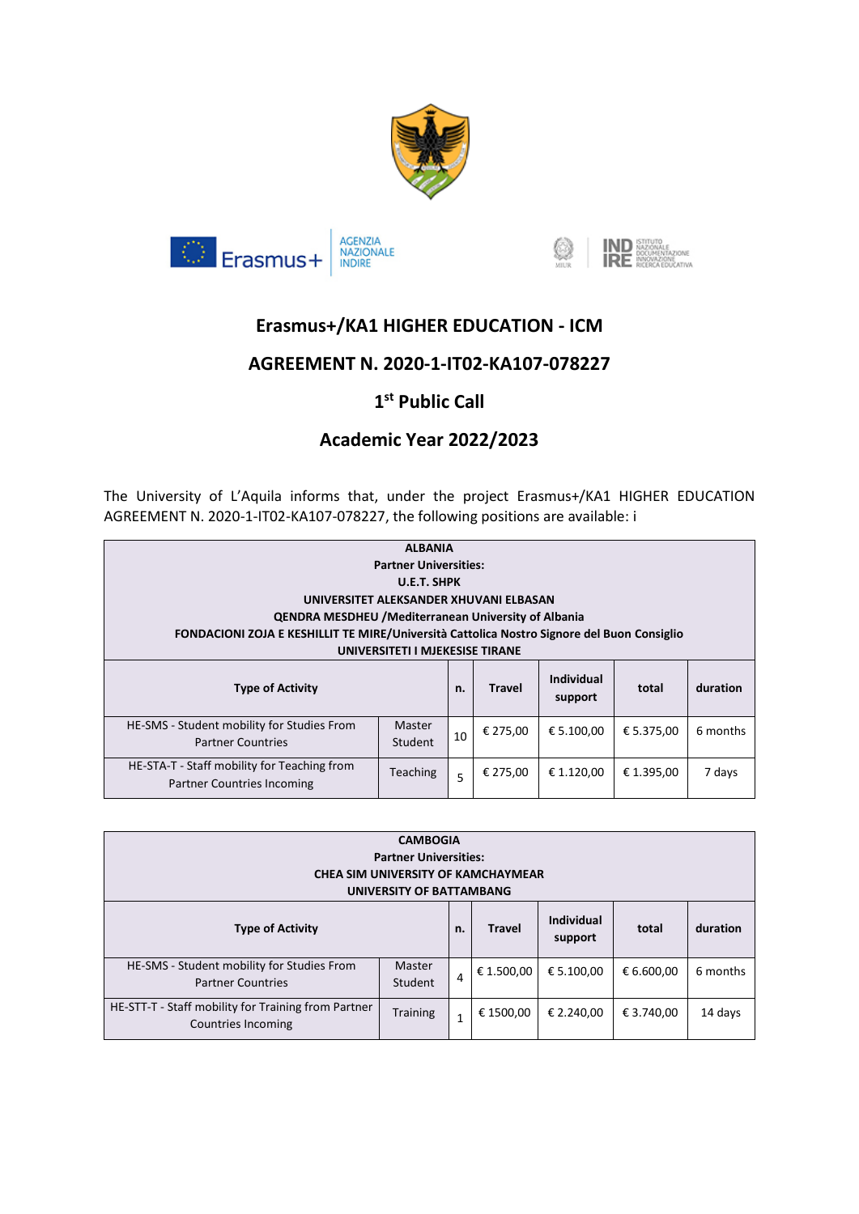# Erasmus+/KA1 HIGHER EDUCATION - ICM

## AGREEMENT N. 2020-1-IT02-KA107-078227

## 1st Public Call

## Academic Year 2022/2023

The University of L'Aquila informs that, under the project Erasmus+/KA1 HIGHER EDUCATION AGREEMENT N. 2020-1-IT02-KA107-078227, the following positions are available: i

**ALBANIA**
**Partner Universities:**
**U.E.T. SHPK**
**UNIVERSITET ALEKSANDER XHUVANI ELBASAN**
**QENDRA MESDHEU /Mediterranean University of Albania**
**FONDACIONI ZOJA E KESHILLIT TE MIRE/Università Cattolica Nostro Signore del Buon Consiglio**
**UNIVERSITETI I MJEKESISE TIRANE**

| Type of Activity | | n. | Travel | Individual support | total | duration |
|---|---|---|---|---|---|---|
| HE-SMS - Student mobility for Studies From Partner Countries | Master Student | 10 | € 275,00 | € 5.100,00 | € 5.375,00 | 6 months |
| HE-STA-T - Staff mobility for Teaching from Partner Countries Incoming | Teaching | 5 | € 275,00 | € 1.120,00 | € 1.395,00 | 7 days |

**CAMBOGIA**
**Partner Universities:**
**CHEA SIM UNIVERSITY OF KAMCHAYMEAR**
**UNIVERSITY OF BATTAMBANG**

| Type of Activity | | n. | Travel | Individual support | total | duration |
|---|---|---|---|---|---|---|
| HE-SMS - Student mobility for Studies From Partner Countries | Master Student | 4 | € 1.500,00 | € 5.100,00 | € 6.600,00 | 6 months |
| HE-STT-T - Staff mobility for Training from Partner Countries Incoming | Training | 1 | € 1500,00 | € 2.240,00 | € 3.740,00 | 14 days |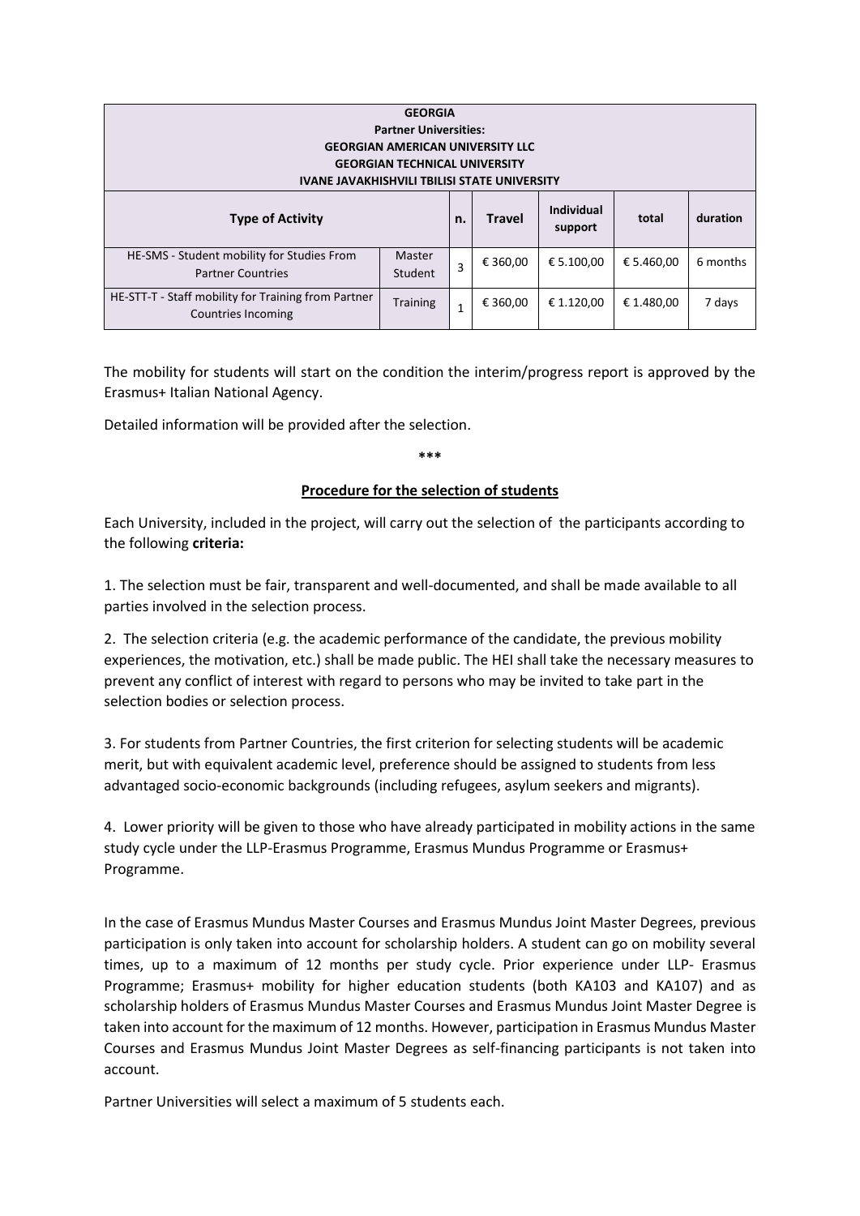| GEORGIA<br>Partner Universities:<br>GEORGIAN AMERICAN UNIVERSITY LLC<br>GEORGIAN TECHNICAL UNIVERSITY<br>IVANE JAVAKHISHVILI TBILISI STATE UNIVERSITY | | | | | | |
|---|---|---|---|---|---|---|
| **Type of Activity** | | **n.** | **Travel** | **Individual support** | **total** | **duration** |
| HE-SMS - Student mobility for Studies From Partner Countries | Master Student | 3 | € 360,00 | € 5.100,00 | € 5.460,00 | 6 months |
| HE-STT-T - Staff mobility for Training from Partner Countries Incoming | Training | 1 | € 360,00 | € 1.120,00 | € 1.480,00 | 7 days |

The mobility for students will start on the condition the interim/progress report is approved by the Erasmus+ Italian National Agency.

Detailed information will be provided after the selection.

***

## Procedure for the selection of students

Each University, included in the project, will carry out the selection of the participants according to the following **criteria:**

1. The selection must be fair, transparent and well-documented, and shall be made available to all parties involved in the selection process.

2. The selection criteria (e.g. the academic performance of the candidate, the previous mobility experiences, the motivation, etc.) shall be made public. The HEI shall take the necessary measures to prevent any conflict of interest with regard to persons who may be invited to take part in the selection bodies or selection process.

3. For students from Partner Countries, the first criterion for selecting students will be academic merit, but with equivalent academic level, preference should be assigned to students from less advantaged socio-economic backgrounds (including refugees, asylum seekers and migrants).

4. Lower priority will be given to those who have already participated in mobility actions in the same study cycle under the LLP-Erasmus Programme, Erasmus Mundus Programme or Erasmus+ Programme.

In the case of Erasmus Mundus Master Courses and Erasmus Mundus Joint Master Degrees, previous participation is only taken into account for scholarship holders. A student can go on mobility several times, up to a maximum of 12 months per study cycle. Prior experience under LLP- Erasmus Programme; Erasmus+ mobility for higher education students (both KA103 and KA107) and as scholarship holders of Erasmus Mundus Master Courses and Erasmus Mundus Joint Master Degree is taken into account for the maximum of 12 months. However, participation in Erasmus Mundus Master Courses and Erasmus Mundus Joint Master Degrees as self-financing participants is not taken into account.

Partner Universities will select a maximum of 5 students each.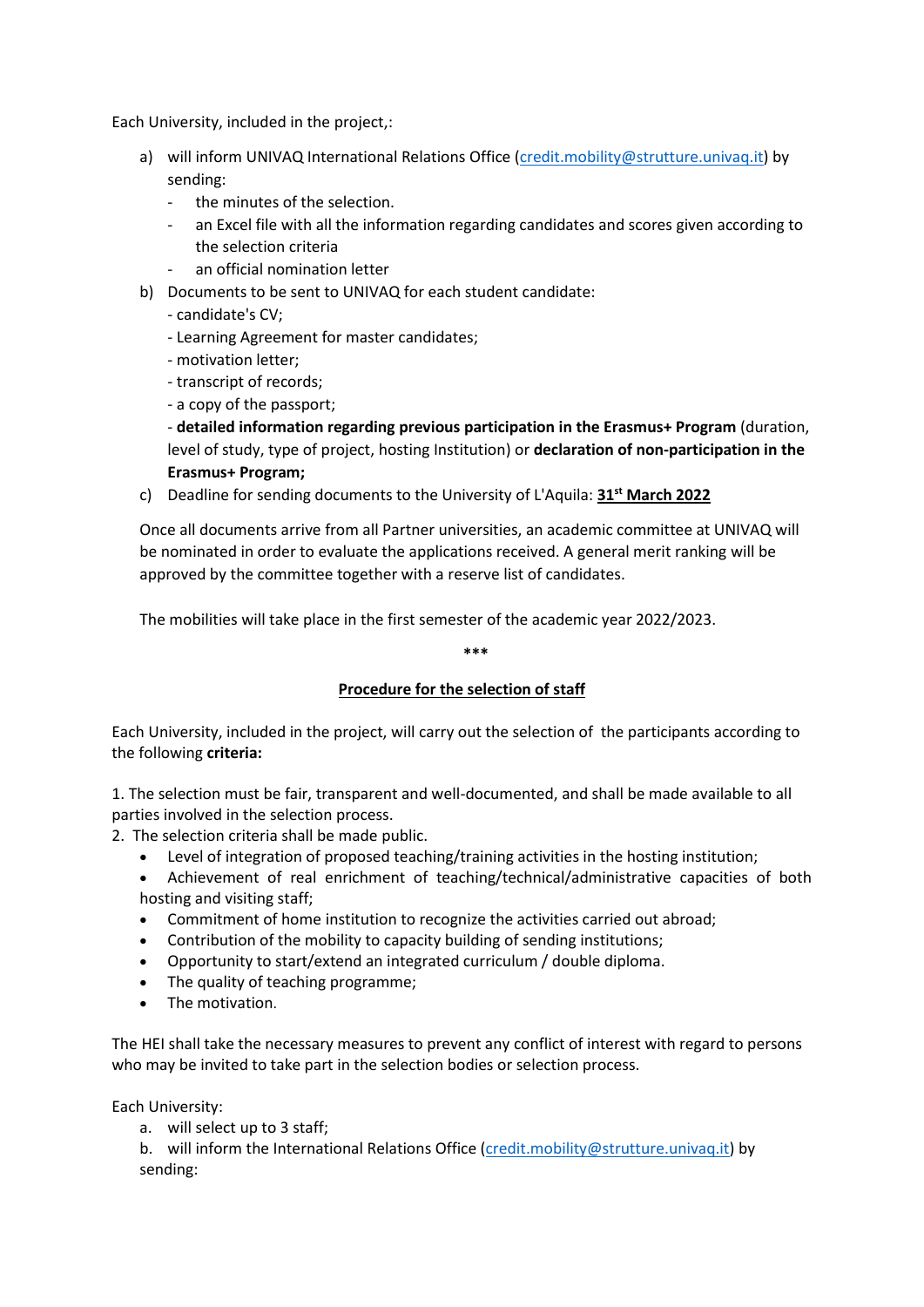Each University, included in the project,:

a) will inform UNIVAQ International Relations Office (credit.mobility@strutture.univaq.it) by sending:
   - the minutes of the selection.
   - an Excel file with all the information regarding candidates and scores given according to the selection criteria
   - an official nomination letter
b) Documents to be sent to UNIVAQ for each student candidate:
   - candidate's CV;
   - Learning Agreement for master candidates;
   - motivation letter;
   - transcript of records;
   - a copy of the passport;
   - **detailed information regarding previous participation in the Erasmus+ Program** (duration, level of study, type of project, hosting Institution) or **declaration of non-participation in the Erasmus+ Program;**
c) Deadline for sending documents to the University of L'Aquila: **31st March 2022**

Once all documents arrive from all Partner universities, an academic committee at UNIVAQ will be nominated in order to evaluate the applications received. A general merit ranking will be approved by the committee together with a reserve list of candidates.

The mobilities will take place in the first semester of the academic year 2022/2023.

***

## Procedure for the selection of staff

Each University, included in the project, will carry out the selection of the participants according to the following **criteria:**

1. The selection must be fair, transparent and well-documented, and shall be made available to all parties involved in the selection process.
2. The selection criteria shall be made public.
   - Level of integration of proposed teaching/training activities in the hosting institution;
   - Achievement of real enrichment of teaching/technical/administrative capacities of both hosting and visiting staff;
   - Commitment of home institution to recognize the activities carried out abroad;
   - Contribution of the mobility to capacity building of sending institutions;
   - Opportunity to start/extend an integrated curriculum / double diploma.
   - The quality of teaching programme;
   - The motivation.

The HEI shall take the necessary measures to prevent any conflict of interest with regard to persons who may be invited to take part in the selection bodies or selection process.

Each University:

a. will select up to 3 staff;
b. will inform the International Relations Office (credit.mobility@strutture.univaq.it) by sending: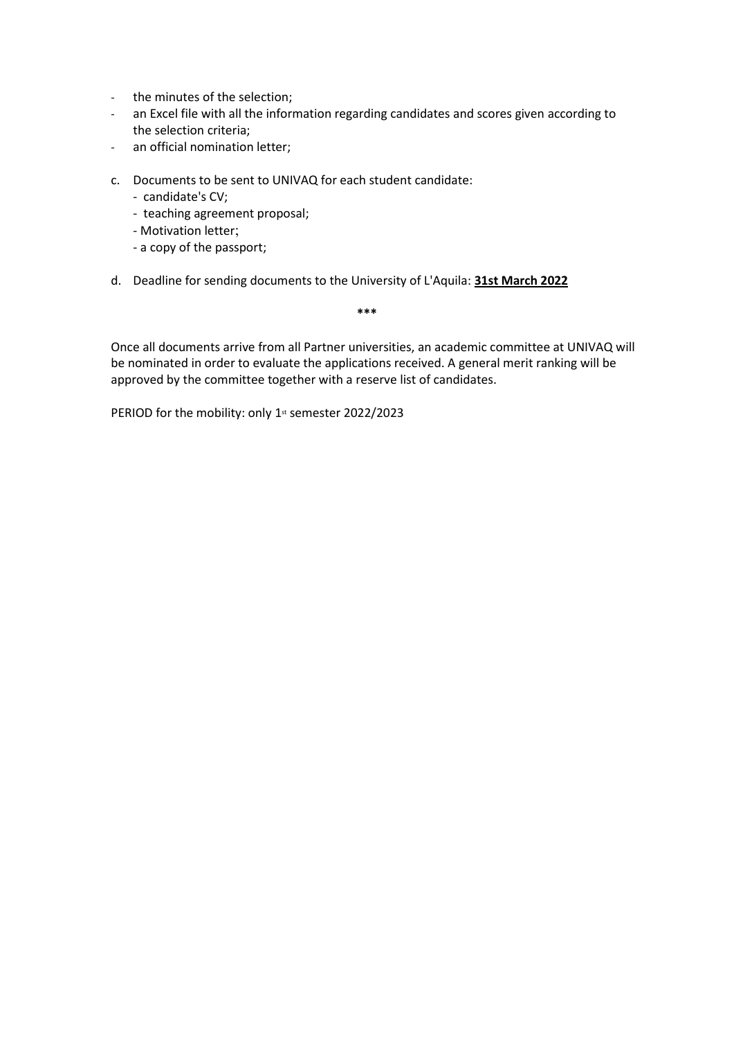- the minutes of the selection;
- an Excel file with all the information regarding candidates and scores given according to the selection criteria;
- an official nomination letter;

c. Documents to be sent to UNIVAQ for each student candidate:
   - candidate's CV;
   - teaching agreement proposal;
   - Motivation letter;
   - a copy of the passport;

d. Deadline for sending documents to the University of L'Aquila: **31st March 2022**

***

Once all documents arrive from all Partner universities, an academic committee at UNIVAQ will be nominated in order to evaluate the applications received. A general merit ranking will be approved by the committee together with a reserve list of candidates.

PERIOD for the mobility: only 1st semester 2022/2023